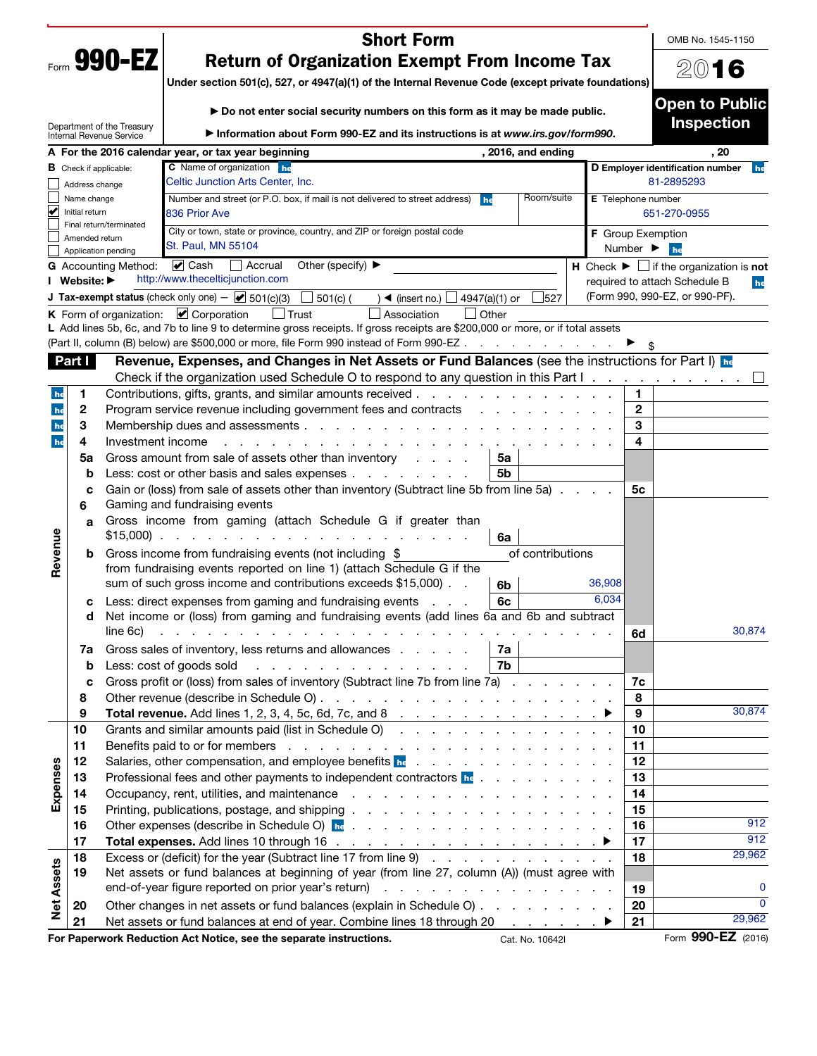Form **990-EZ**

Department of the Treasury
Internal Revenue Service

# Short Form
# Return of Organization Exempt From Income Tax

**Under section 501(c), 527, or 4947(a)(1) of the Internal Revenue Code (except private foundations)**

▶ **Do not enter social security numbers on this form as it may be made public.**

▶ **Information about Form 990-EZ and its instructions is at *www.irs.gov/form990.***

OMB No. 1545-1150

**2016**

**Open to Public Inspection**

**A** For the 2016 calendar year, or tax year beginning , 2016, and ending , 20

**B** Check if applicable:
- ☐ Address change
- ☐ Name change
- ☑ Initial return
- ☐ Final return/terminated
- ☐ Amended return
- ☐ Application pending

**C** Name of organization: Celtic Junction Arts Center, Inc.

Number and street (or P.O. box, if mail is not delivered to street address): 836 Prior Ave — Room/suite:

City or town, state or province, country, and ZIP or foreign postal code: St. Paul, MN 55104

**D Employer identification number:** 81-2895293

**E** Telephone number: 651-270-0955

**F** Group Exemption Number ▶

**G** Accounting Method: ☑ Cash ☐ Accrual Other (specify) ▶

**H** Check ▶ ☐ if the organization is **not** required to attach Schedule B (Form 990, 990-EZ, or 990-PF).

**I Website:** ▶ http://www.theclticjunction.com

**J Tax-exempt status** (check only one) — ☑ 501(c)(3) ☐ 501(c) ( ) ◀ (insert no.) ☐ 4947(a)(1) or ☐ 527

**K** Form of organization: ☑ Corporation ☐ Trust ☐ Association ☐ Other

**L** Add lines 5b, 6c, and 7b to line 9 to determine gross receipts. If gross receipts are $200,000 or more, or if total assets (Part II, column (B) below) are $500,000 or more, file Form 990 instead of Form 990-EZ . . . ▶ $

## Part I — Revenue, Expenses, and Changes in Net Assets or Fund Balances (see the instructions for Part I)

Check if the organization used Schedule O to respond to any question in this Part I . . . ☐

| Section | Line | Description | Sub-line | Sub-amount | Line | Amount |
|---|---|---|---|---|---|---|
| Revenue | 1 | Contributions, gifts, grants, and similar amounts received | | | 1 | |
| | 2 | Program service revenue including government fees and contracts | | | 2 | |
| | 3 | Membership dues and assessments | | | 3 | |
| | 4 | Investment income | | | 4 | |
| | 5a | Gross amount from sale of assets other than inventory | 5a | | | |
| | b | Less: cost or other basis and sales expenses | 5b | | | |
| | c | Gain or (loss) from sale of assets other than inventory (Subtract line 5b from line 5a) | | | 5c | |
| | 6 | Gaming and fundraising events | | | | |
| | a | Gross income from gaming (attach Schedule G if greater than $15,000) | 6a | | | |
| | b | Gross income from fundraising events (not including $ of contributions from fundraising events reported on line 1) (attach Schedule G if the sum of such gross income and contributions exceeds $15,000) | 6b | 36,908 | | |
| | c | Less: direct expenses from gaming and fundraising events | 6c | 6,034 | | |
| | d | Net income or (loss) from gaming and fundraising events (add lines 6a and 6b and subtract line 6c) | | | 6d | 30,874 |
| | 7a | Gross sales of inventory, less returns and allowances | 7a | | | |
| | b | Less: cost of goods sold | 7b | | | |
| | c | Gross profit or (loss) from sales of inventory (Subtract line 7b from line 7a) | | | 7c | |
| | 8 | Other revenue (describe in Schedule O) | | | 8 | |
| | 9 | **Total revenue.** Add lines 1, 2, 3, 4, 5c, 6d, 7c, and 8 ▶ | | | 9 | 30,874 |
| Expenses | 10 | Grants and similar amounts paid (list in Schedule O) | | | 10 | |
| | 11 | Benefits paid to or for members | | | 11 | |
| | 12 | Salaries, other compensation, and employee benefits | | | 12 | |
| | 13 | Professional fees and other payments to independent contractors | | | 13 | |
| | 14 | Occupancy, rent, utilities, and maintenance | | | 14 | |
| | 15 | Printing, publications, postage, and shipping | | | 15 | |
| | 16 | Other expenses (describe in Schedule O) | | | 16 | 912 |
| | 17 | **Total expenses.** Add lines 10 through 16 ▶ | | | 17 | 912 |
| Net Assets | 18 | Excess or (deficit) for the year (Subtract line 17 from line 9) | | | 18 | 29,962 |
| | 19 | Net assets or fund balances at beginning of year (from line 27, column (A)) (must agree with end-of-year figure reported on prior year's return) | | | 19 | 0 |
| | 20 | Other changes in net assets or fund balances (explain in Schedule O) | | | 20 | 0 |
| | 21 | Net assets or fund balances at end of year. Combine lines 18 through 20 ▶ | | | 21 | 29,962 |

**For Paperwork Reduction Act Notice, see the separate instructions.** Cat. No. 10642I Form **990-EZ** (2016)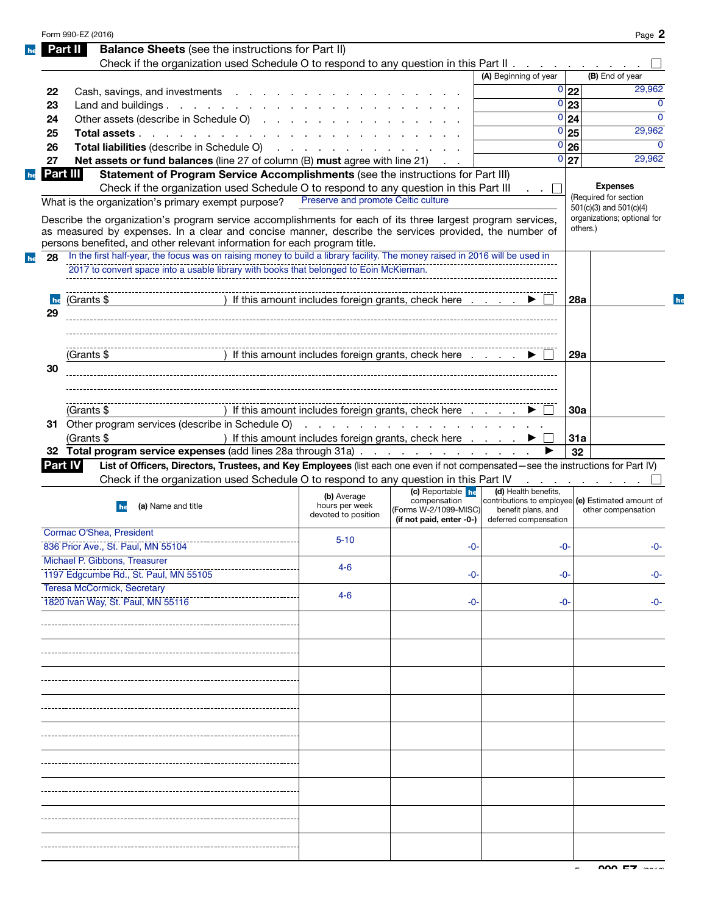Form 990-EZ (2016)

## Part II Balance Sheets (see the instructions for Part II)

Check if the organization used Schedule O to respond to any question in this Part II . . . . . . . . . . . ☐

| | | (A) Beginning of year | | (B) End of year |
|---|---|---|---|---|
| 22 | Cash, savings, and investments | 0 | 22 | 29,962 |
| 23 | Land and buildings | 0 | 23 | 0 |
| 24 | Other assets (describe in Schedule O) | 0 | 24 | 0 |
| 25 | **Total assets** | 0 | 25 | 29,962 |
| 26 | **Total liabilities** (describe in Schedule O) | 0 | 26 | 0 |
| 27 | **Net assets or fund balances** (line 27 of column (B) **must** agree with line 21) | 0 | 27 | 29,962 |

## Part III Statement of Program Service Accomplishments (see the instructions for Part III)

Check if the organization used Schedule O to respond to any question in this Part III . . ☐

**Expenses** (Required for section 501(c)(3) and 501(c)(4) organizations; optional for others.)

What is the organization's primary exempt purpose? Preserve and promote Celtic culture

Describe the organization's program service accomplishments for each of its three largest program services, as measured by expenses. In a clear and concise manner, describe the services provided, the number of persons benefited, and other relevant information for each program title.

**28** In the first half-year, the focus was on raising money to build a library facility. The money raised in 2016 will be used in 2017 to convert space into a usable library with books that belonged to Eoin McKiernan.

(Grants $ ) If this amount includes foreign grants, check here . . . . ▶ ☐ **28a**

**29**

(Grants $ ) If this amount includes foreign grants, check here . . . . ▶ ☐ **29a**

**30**

(Grants $ ) If this amount includes foreign grants, check here . . . . ▶ ☐ **30a**

**31** Other program services (describe in Schedule O) . . . . . . . . . . . . . . . . .

(Grants $ ) If this amount includes foreign grants, check here . . . . ▶ ☐ **31a**

**32** **Total program service expenses** (add lines 28a through 31a) . . . . . . . . . . . . ▶ **32**

## Part IV List of Officers, Directors, Trustees, and Key Employees (list each one even if not compensated—see the instructions for Part IV)

Check if the organization used Schedule O to respond to any question in this Part IV . . . . . . . . . ☐

| (a) Name and title | (b) Average hours per week devoted to position | (c) Reportable compensation (Forms W-2/1099-MISC) (if not paid, enter -0-) | (d) Health benefits, contributions to employee benefit plans, and deferred compensation | (e) Estimated amount of other compensation |
|---|---|---|---|---|
| Cormac O'Shea, President<br>836 Prior Ave., St. Paul, MN 55104 | 5-10 | -0- | -0- | -0- |
| Michael P. Gibbons, Treasurer<br>1197 Edgcumbe Rd., St. Paul, MN 55105 | 4-6 | -0- | -0- | -0- |
| Teresa McCormick, Secretary<br>1820 Ivan Way, St. Paul, MN 55116 | 4-6 | -0- | -0- | -0- |
| | | | | |
| | | | | |
| | | | | |
| | | | | |
| | | | | |
| | | | | |
| | | | | |
| | | | | |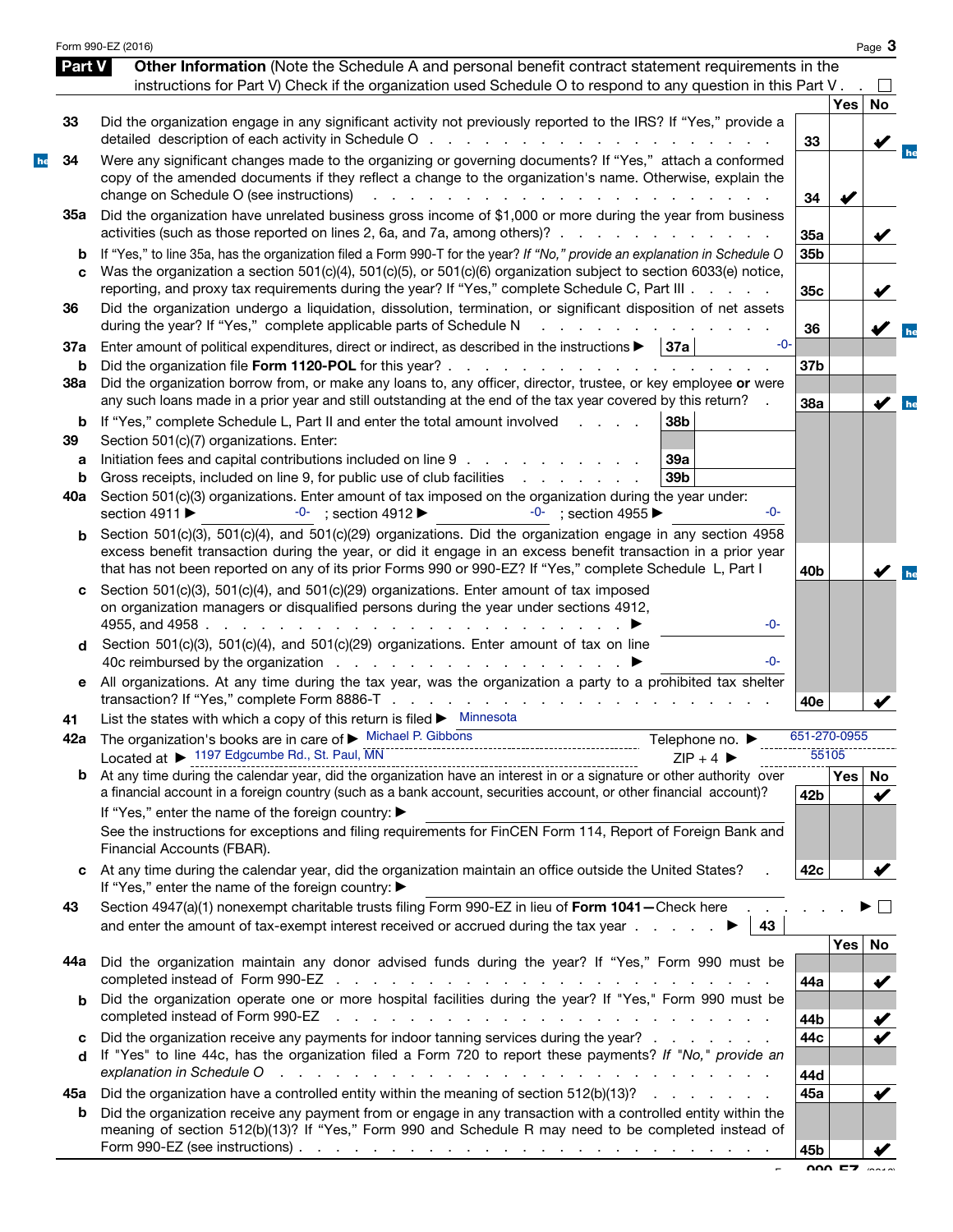## Part V — Other Information

(Note the Schedule A and personal benefit contract statement requirements in the instructions for Part V) Check if the organization used Schedule O to respond to any question in this Part V . . ☐

| | Question | Line | Yes | No |
|---|---|---|---|---|
| 33 | Did the organization engage in any significant activity not previously reported to the IRS? If "Yes," provide a detailed description of each activity in Schedule O | 33 | | ✔ |
| 34 | Were any significant changes made to the organizing or governing documents? If "Yes," attach a conformed copy of the amended documents if they reflect a change to the organization's name. Otherwise, explain the change on Schedule O (see instructions) | 34 | ✔ | |
| 35a | Did the organization have unrelated business gross income of $1,000 or more during the year from business activities (such as those reported on lines 2, 6a, and 7a, among others)? | 35a | | ✔ |
| b | If "Yes," to line 35a, has the organization filed a Form 990-T for the year? *If "No," provide an explanation in Schedule O* | 35b | | |
| c | Was the organization a section 501(c)(4), 501(c)(5), or 501(c)(6) organization subject to section 6033(e) notice, reporting, and proxy tax requirements during the year? If "Yes," complete Schedule C, Part III | 35c | | ✔ |
| 36 | Did the organization undergo a liquidation, dissolution, termination, or significant disposition of net assets during the year? If "Yes," complete applicable parts of Schedule N | 36 | | ✔ |
| 37a | Enter amount of political expenditures, direct or indirect, as described in the instructions ▶ 37a -0- | | | |
| b | Did the organization file **Form 1120-POL** for this year? | 37b | | |
| 38a | Did the organization borrow from, or make any loans to, any officer, director, trustee, or key employee **or** were any such loans made in a prior year and still outstanding at the end of the tax year covered by this return? | 38a | | ✔ |
| b | If "Yes," complete Schedule L, Part II and enter the total amount involved . . . . 38b | | | |
| 39 | Section 501(c)(7) organizations. Enter: | | | |
| a | Initiation fees and capital contributions included on line 9 . . . 39a | | | |
| b | Gross receipts, included on line 9, for public use of club facilities . . . 39b | | | |
| 40a | Section 501(c)(3) organizations. Enter amount of tax imposed on the organization during the year under: section 4911 ▶ -0- ; section 4912 ▶ -0- ; section 4955 ▶ -0- | | | |
| b | Section 501(c)(3), 501(c)(4), and 501(c)(29) organizations. Did the organization engage in any section 4958 excess benefit transaction during the year, or did it engage in an excess benefit transaction in a prior year that has not been reported on any of its prior Forms 990 or 990-EZ? If "Yes," complete Schedule L, Part I | 40b | | ✔ |
| c | Section 501(c)(3), 501(c)(4), and 501(c)(29) organizations. Enter amount of tax imposed on organization managers or disqualified persons during the year under sections 4912, 4955, and 4958 ▶ -0- | | | |
| d | Section 501(c)(3), 501(c)(4), and 501(c)(29) organizations. Enter amount of tax on line 40c reimbursed by the organization ▶ -0- | | | |
| e | All organizations. At any time during the tax year, was the organization a party to a prohibited tax shelter transaction? If "Yes," complete Form 8886-T | 40e | | ✔ |

**41** List the states with which a copy of this return is filed ▶ Minnesota

**42a** The organization's books are in care of ▶ Michael P. Gibbons Telephone no. ▶ 651-270-0955

Located at ▶ 1197 Edgcumbe Rd., St. Paul, MN ZIP + 4 ▶ 55105

| | Question | Line | Yes | No |
|---|---|---|---|---|
| b | At any time during the calendar year, did the organization have an interest in or a signature or other authority over a financial account in a foreign country (such as a bank account, securities account, or other financial account)? If "Yes," enter the name of the foreign country: ▶ See the instructions for exceptions and filing requirements for FinCEN Form 114, Report of Foreign Bank and Financial Accounts (FBAR). | 42b | | ✔ |
| c | At any time during the calendar year, did the organization maintain an office outside the United States? If "Yes," enter the name of the foreign country: ▶ | 42c | | ✔ |

**43** Section 4947(a)(1) nonexempt charitable trusts filing Form 990-EZ in lieu of **Form 1041**—Check here ▶ ☐ and enter the amount of tax-exempt interest received or accrued during the tax year ▶ 43

| | Question | Line | Yes | No |
|---|---|---|---|---|
| 44a | Did the organization maintain any donor advised funds during the year? If "Yes," Form 990 must be completed instead of Form 990-EZ | 44a | | ✔ |
| b | Did the organization operate one or more hospital facilities during the year? If "Yes," Form 990 must be completed instead of Form 990-EZ | 44b | | ✔ |
| c | Did the organization receive any payments for indoor tanning services during the year? | 44c | | ✔ |
| d | If "Yes" to line 44c, has the organization filed a Form 720 to report these payments? *If "No," provide an explanation in Schedule O* | 44d | | |
| 45a | Did the organization have a controlled entity within the meaning of section 512(b)(13)? | 45a | | ✔ |
| b | Did the organization receive any payment from or engage in any transaction with a controlled entity within the meaning of section 512(b)(13)? If "Yes," Form 990 and Schedule R may need to be completed instead of Form 990-EZ (see instructions) | 45b | | ✔ |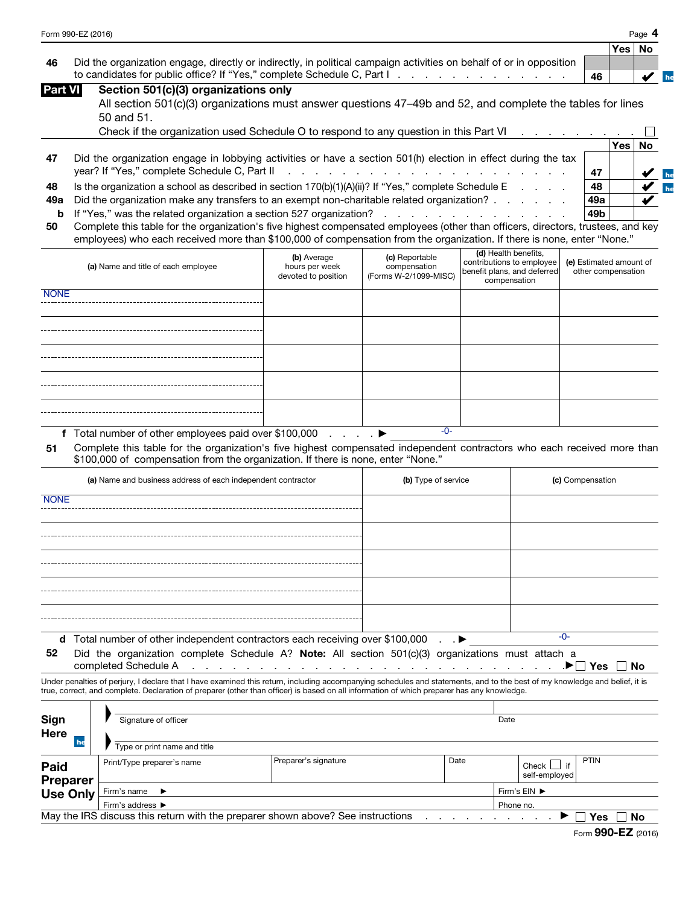| | | Yes | No |
|---|---|---|---|
| 46 | Did the organization engage, directly or indirectly, in political campaign activities on behalf of or in opposition to candidates for public office? If "Yes," complete Schedule C, Part I | 46 | | ✔ |

## Part VI Section 501(c)(3) organizations only

All section 501(c)(3) organizations must answer questions 47–49b and 52, and complete the tables for lines 50 and 51.

Check if the organization used Schedule O to respond to any question in this Part VI ☐

| | | | Yes | No |
|---|---|---|---|---|
| 47 | Did the organization engage in lobbying activities or have a section 501(h) election in effect during the tax year? If "Yes," complete Schedule C, Part II | 47 | | ✔ |
| 48 | Is the organization a school as described in section 170(b)(1)(A)(ii)? If "Yes," complete Schedule E | 48 | | ✔ |
| 49a | Did the organization make any transfers to an exempt non-charitable related organization? | 49a | | ✔ |
| b | If "Yes," was the related organization a section 527 organization? | 49b | | |

**50** Complete this table for the organization's five highest compensated employees (other than officers, directors, trustees, and key employees) who each received more than $100,000 of compensation from the organization. If there is none, enter "None."

| (a) Name and title of each employee | (b) Average hours per week devoted to position | (c) Reportable compensation (Forms W-2/1099-MISC) | (d) Health benefits, contributions to employee benefit plans, and deferred compensation | (e) Estimated amount of other compensation |
|---|---|---|---|---|
| NONE | | | | |
| | | | | |
| | | | | |
| | | | | |
| | | | | |

**f** Total number of other employees paid over $100,000 ▶ -0-

**51** Complete this table for the organization's five highest compensated independent contractors who each received more than $100,000 of compensation from the organization. If there is none, enter "None."

| (a) Name and business address of each independent contractor | (b) Type of service | (c) Compensation |
|---|---|---|
| NONE | | |
| | | |
| | | |
| | | |
| | | |

**d** Total number of other independent contractors each receiving over $100,000 ▶ -0-

**52** Did the organization complete Schedule A? **Note:** All section 501(c)(3) organizations must attach a completed Schedule A ▶ ☐ Yes ☐ No

Under penalties of perjury, I declare that I have examined this return, including accompanying schedules and statements, and to the best of my knowledge and belief, it is true, correct, and complete. Declaration of preparer (other than officer) is based on all information of which preparer has any knowledge.

**Sign Here**

▶ Signature of officer | Date

▶ Type or print name and title

**Paid Preparer Use Only**

| Print/Type preparer's name | Preparer's signature | Date | Check ☐ if self-employed | PTIN |
|---|---|---|---|---|
| | | | | |

Firm's name ▶ | Firm's EIN ▶

Firm's address ▶ | Phone no.

May the IRS discuss this return with the preparer shown above? See instructions ▶ ☐ Yes ☐ No

Form **990-EZ** (2016)